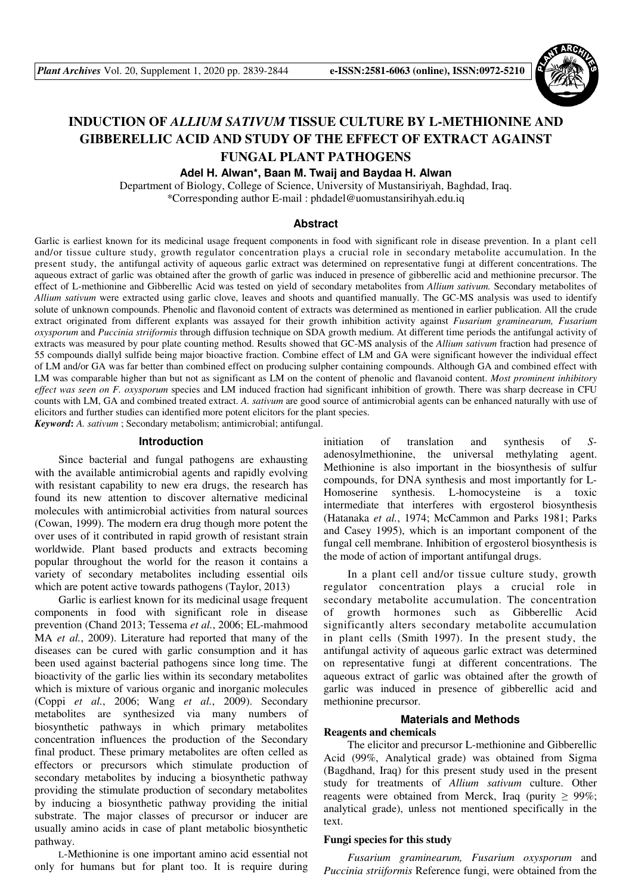# INDUCTION OF *ALLIUM SATIVUM* TISSUE CULTURE BY L-METHIONINE AND GIBBERELLIC ACID AND STUDY OF THE EFFECT OF EXTRACT AGAINST FUNGAL PLANT PATHOGENS

**Adel H. Alwan\*, Baan M. Twaij and Baydaa H. Alwan**

Department of Biology, College of Science, University of Mustansiriyah, Baghdad, Iraq.
\*Corresponding author E-mail : phdadel@uomustansirihyah.edu.iq

## Abstract

Garlic is earliest known for its medicinal usage frequent components in food with significant role in disease prevention. In a plant cell and/or tissue culture study, growth regulator concentration plays a crucial role in secondary metabolite accumulation. In the present study, the antifungal activity of aqueous garlic extract was determined on representative fungi at different concentrations. The aqueous extract of garlic was obtained after the growth of garlic was induced in presence of gibberellic acid and methionine precursor. The effect of L-methionine and Gibberellic Acid was tested on yield of secondary metabolites from *Allium sativum.* Secondary metabolites of *Allium sativum* were extracted using garlic clove, leaves and shoots and quantified manually. The GC-MS analysis was used to identify solute of unknown compounds. Phenolic and flavonoid content of extracts was determined as mentioned in earlier publication. All the crude extract originated from different explants was assayed for their growth inhibition activity against *Fusarium graminearum, Fusarium oxysporum* and *Puccinia striiformis* through diffusion technique on SDA growth medium. At different time periods the antifungal activity of extracts was measured by pour plate counting method. Results showed that GC-MS analysis of the *Allium sativum* fraction had presence of 55 compounds diallyl sulfide being major bioactive fraction. Combine effect of LM and GA were significant however the individual effect of LM and/or GA was far better than combined effect on producing sulpher containing compounds. Although GA and combined effect with LM was comparable higher than but not as significant as LM on the content of phenolic and flavanoid content. *Most prominent inhibitory effect was seen on F. oxysporum* species and LM induced fraction had significant inhibition of growth. There was sharp decrease in CFU counts with LM, GA and combined treated extract. *A. sativum* are good source of antimicrobial agents can be enhanced naturally with use of elicitors and further studies can identified more potent elicitors for the plant species.

***Keyword*:** *A. sativum* ; Secondary metabolism; antimicrobial; antifungal.

## Introduction

Since bacterial and fungal pathogens are exhausting with the available antimicrobial agents and rapidly evolving with resistant capability to new era drugs, the research has found its new attention to discover alternative medicinal molecules with antimicrobial activities from natural sources (Cowan, 1999). The modern era drug though more potent the over uses of it contributed in rapid growth of resistant strain worldwide. Plant based products and extracts becoming popular throughout the world for the reason it contains a variety of secondary metabolites including essential oils which are potent active towards pathogens (Taylor, 2013)

Garlic is earliest known for its medicinal usage frequent components in food with significant role in disease prevention (Chand 2013; Tessema *et al.*, 2006; EL-mahmood MA *et al.*, 2009). Literature had reported that many of the diseases can be cured with garlic consumption and it has been used against bacterial pathogens since long time. The bioactivity of the garlic lies within its secondary metabolites which is mixture of various organic and inorganic molecules (Coppi *et al.*, 2006; Wang *et al.*, 2009). Secondary metabolites are synthesized via many numbers of biosynthetic pathways in which primary metabolites concentration influences the production of the Secondary final product. These primary metabolites are often celled as effectors or precursors which stimulate production of secondary metabolites by inducing a biosynthetic pathway providing the stimulate production of secondary metabolites by inducing a biosynthetic pathway providing the initial substrate. The major classes of precursor or inducer are usually amino acids in case of plant metabolic biosynthetic pathway.

L-Methionine is one important amino acid essential not only for humans but for plant too. It is require during initiation of translation and synthesis of *S*-adenosylmethionine, the universal methylating agent. Methionine is also important in the biosynthesis of sulfur compounds, for DNA synthesis and most importantly for L-Homoserine synthesis. L-homocysteine is a toxic intermediate that interferes with ergosterol biosynthesis (Hatanaka *et al.*, 1974; McCammon and Parks 1981; Parks and Casey 1995), which is an important component of the fungal cell membrane. Inhibition of ergosterol biosynthesis is the mode of action of important antifungal drugs.

In a plant cell and/or tissue culture study, growth regulator concentration plays a crucial role in secondary metabolite accumulation. The concentration of growth hormones such as Gibberellic Acid significantly alters secondary metabolite accumulation in plant cells (Smith 1997). In the present study, the antifungal activity of aqueous garlic extract was determined on representative fungi at different concentrations. The aqueous extract of garlic was obtained after the growth of garlic was induced in presence of gibberellic acid and methionine precursor.

## Materials and Methods

### Reagents and chemicals

The elicitor and precursor L-methionine and Gibberellic Acid (99%, Analytical grade) was obtained from Sigma (Bagdhand, Iraq) for this present study used in the present study for treatments of *Allium sativum* culture. Other reagents were obtained from Merck, Iraq (purity ≥ 99%; analytical grade), unless not mentioned specifically in the text.

### Fungi species for this study

*Fusarium graminearum, Fusarium oxysporum* and *Puccinia striiformis* Reference fungi, were obtained from the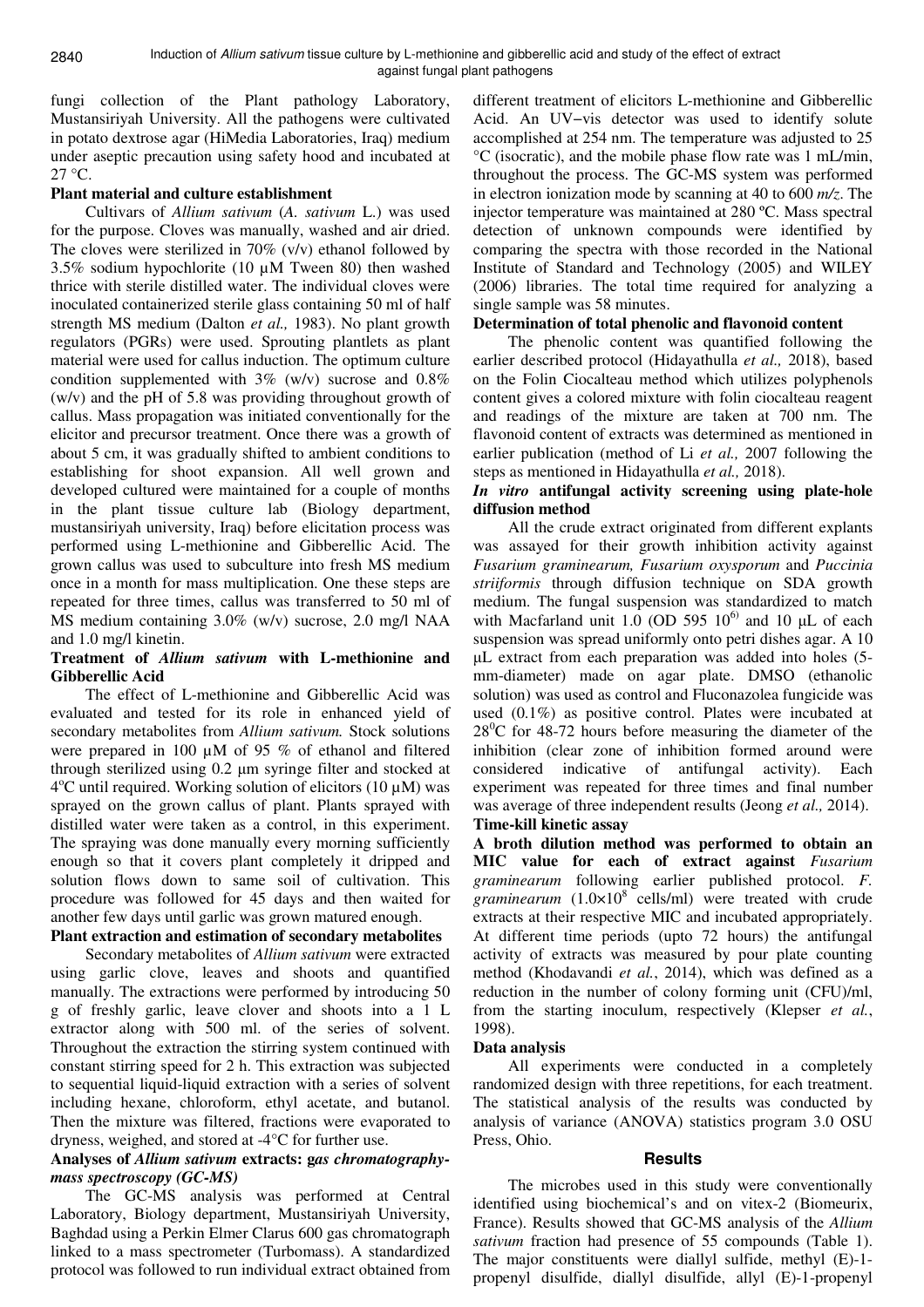fungi collection of the Plant pathology Laboratory, Mustansiriyah University. All the pathogens were cultivated in potato dextrose agar (HiMedia Laboratories, Iraq) medium under aseptic precaution using safety hood and incubated at 27 °C.

**Plant material and culture establishment**

Cultivars of *Allium sativum* (*A. sativum* L.) was used for the purpose. Cloves was manually, washed and air dried. The cloves were sterilized in 70% (v/v) ethanol followed by 3.5% sodium hypochlorite (10 µM Tween 80) then washed thrice with sterile distilled water. The individual cloves were inoculated containerized sterile glass containing 50 ml of half strength MS medium (Dalton *et al.,* 1983). No plant growth regulators (PGRs) were used. Sprouting plantlets as plant material were used for callus induction. The optimum culture condition supplemented with 3% (w/v) sucrose and 0.8% (w/v) and the pH of 5.8 was providing throughout growth of callus. Mass propagation was initiated conventionally for the elicitor and precursor treatment. Once there was a growth of about 5 cm, it was gradually shifted to ambient conditions to establishing for shoot expansion. All well grown and developed cultured were maintained for a couple of months in the plant tissue culture lab (Biology department, mustansiriyah university, Iraq) before elicitation process was performed using L-methionine and Gibberellic Acid. The grown callus was used to subculture into fresh MS medium once in a month for mass multiplication. One these steps are repeated for three times, callus was transferred to 50 ml of MS medium containing 3.0% (w/v) sucrose, 2.0 mg/l NAA and 1.0 mg/l kinetin.

**Treatment of *Allium sativum* with L-methionine and Gibberellic Acid**

The effect of L-methionine and Gibberellic Acid was evaluated and tested for its role in enhanced yield of secondary metabolites from *Allium sativum.* Stock solutions were prepared in 100 µM of 95 % of ethanol and filtered through sterilized using 0.2 µm syringe filter and stocked at 4°C until required. Working solution of elicitors (10 µM) was sprayed on the grown callus of plant. Plants sprayed with distilled water were taken as a control, in this experiment. The spraying was done manually every morning sufficiently enough so that it covers plant completely it dripped and solution flows down to same soil of cultivation. This procedure was followed for 45 days and then waited for another few days until garlic was grown matured enough.

**Plant extraction and estimation of secondary metabolites**

Secondary metabolites of *Allium sativum* were extracted using garlic clove, leaves and shoots and quantified manually. The extractions were performed by introducing 50 g of freshly garlic, leave clover and shoots into a 1 L extractor along with 500 ml. of the series of solvent. Throughout the extraction the stirring system continued with constant stirring speed for 2 h. This extraction was subjected to sequential liquid-liquid extraction with a series of solvent including hexane, chloroform, ethyl acetate, and butanol. Then the mixture was filtered, fractions were evaporated to dryness, weighed, and stored at -4°C for further use.

**Analyses of *Allium sativum* extracts: g*as chromatography-mass spectroscopy (GC-MS)***

The GC-MS analysis was performed at Central Laboratory, Biology department, Mustansiriyah University, Baghdad using a Perkin Elmer Clarus 600 gas chromatograph linked to a mass spectrometer (Turbomass). A standardized protocol was followed to run individual extract obtained from different treatment of elicitors L-methionine and Gibberellic Acid. An UV−vis detector was used to identify solute accomplished at 254 nm. The temperature was adjusted to 25 °C (isocratic), and the mobile phase flow rate was 1 mL/min, throughout the process. The GC-MS system was performed in electron ionization mode by scanning at 40 to 600 *m/z*. The injector temperature was maintained at 280 ºC. Mass spectral detection of unknown compounds were identified by comparing the spectra with those recorded in the National Institute of Standard and Technology (2005) and WILEY (2006) libraries. The total time required for analyzing a single sample was 58 minutes.

**Determination of total phenolic and flavonoid content**

The phenolic content was quantified following the earlier described protocol (Hidayathulla *et al.,* 2018), based on the Folin Ciocalteau method which utilizes polyphenols content gives a colored mixture with folin ciocalteau reagent and readings of the mixture are taken at 700 nm. The flavonoid content of extracts was determined as mentioned in earlier publication (method of Li *et al.,* 2007 following the steps as mentioned in Hidayathulla *et al.,* 2018).

***In vitro* antifungal activity screening using plate-hole diffusion method**

All the crude extract originated from different explants was assayed for their growth inhibition activity against *Fusarium graminearum, Fusarium oxysporum* and *Puccinia striiformis* through diffusion technique on SDA growth medium. The fungal suspension was standardized to match with Macfarland unit 1.0 (OD 595 $10^{6}$) and 10 µL of each suspension was spread uniformly onto petri dishes agar. A 10 µL extract from each preparation was added into holes (5-mm-diameter) made on agar plate. DMSO (ethanolic solution) was used as control and Fluconazolea fungicide was used (0.1%) as positive control. Plates were incubated at 28°C for 48-72 hours before measuring the diameter of the inhibition (clear zone of inhibition formed around were considered indicative of antifungal activity). Each experiment was repeated for three times and final number was average of three independent results (Jeong *et al.,* 2014).

**Time-kill kinetic assay**

**A broth dilution method was performed to obtain an MIC value for each of extract against** ***Fusarium graminearum*** following earlier published protocol. *F. graminearum* ($1.0\times10^{8}$ cells/ml) were treated with crude extracts at their respective MIC and incubated appropriately. At different time periods (upto 72 hours) the antifungal activity of extracts was measured by pour plate counting method (Khodavandi *et al.*, 2014), which was defined as a reduction in the number of colony forming unit (CFU)/ml, from the starting inoculum, respectively (Klepser *et al.*, 1998).

**Data analysis**

All experiments were conducted in a completely randomized design with three repetitions, for each treatment. The statistical analysis of the results was conducted by analysis of variance (ANOVA) statistics program 3.0 OSU Press, Ohio.

## Results

The microbes used in this study were conventionally identified using biochemical's and on vitex-2 (Biomeurix, France). Results showed that GC-MS analysis of the *Allium sativum* fraction had presence of 55 compounds (Table 1). The major constituents were diallyl sulfide, methyl (E)-1-propenyl disulfide, diallyl disulfide, allyl (E)-1-propenyl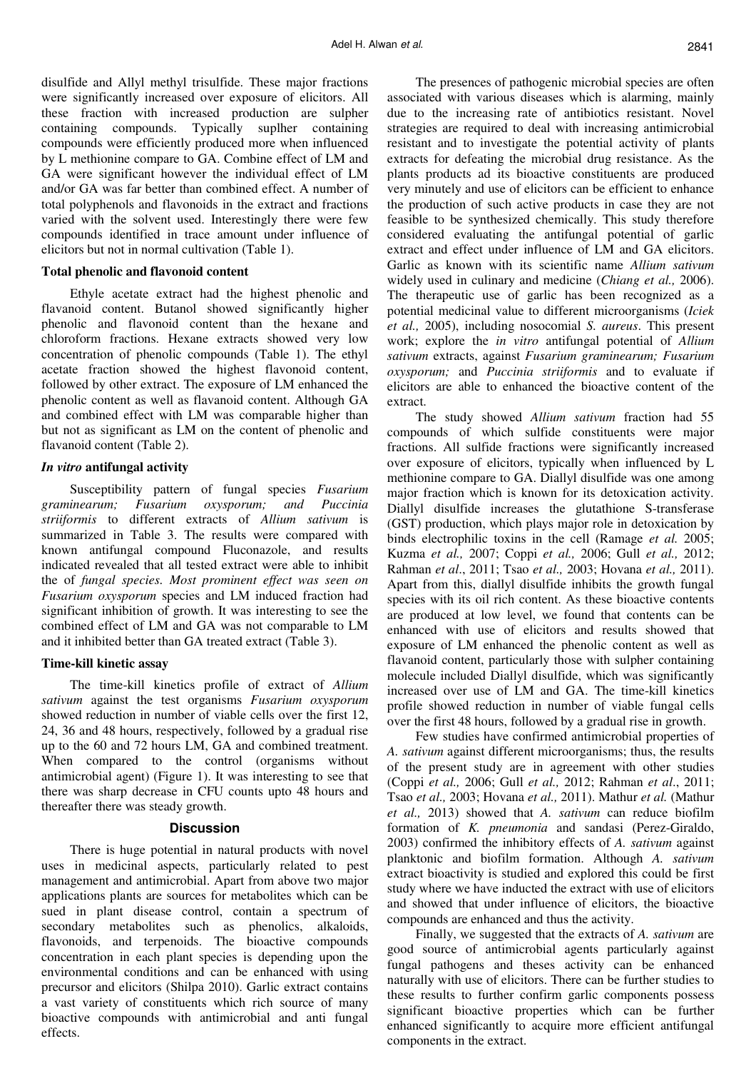disulfide and Allyl methyl trisulfide. These major fractions were significantly increased over exposure of elicitors. All these fraction with increased production are sulpher containing compounds. Typically suplher containing compounds were efficiently produced more when influenced by L methionine compare to GA. Combine effect of LM and GA were significant however the individual effect of LM and/or GA was far better than combined effect. A number of total polyphenols and flavonoids in the extract and fractions varied with the solvent used. Interestingly there were few compounds identified in trace amount under influence of elicitors but not in normal cultivation (Table 1).

**Total phenolic and flavonoid content**

Ethyle acetate extract had the highest phenolic and flavanoid content. Butanol showed significantly higher phenolic and flavonoid content than the hexane and chloroform fractions. Hexane extracts showed very low concentration of phenolic compounds (Table 1). The ethyl acetate fraction showed the highest flavonoid content, followed by other extract. The exposure of LM enhanced the phenolic content as well as flavanoid content. Although GA and combined effect with LM was comparable higher than but not as significant as LM on the content of phenolic and flavanoid content (Table 2).

***In vitro* antifungal activity**

Susceptibility pattern of fungal species *Fusarium graminearum; Fusarium oxysporum; and Puccinia striiformis* to different extracts of *Allium sativum* is summarized in Table 3. The results were compared with known antifungal compound Fluconazole, and results indicated revealed that all tested extract were able to inhibit the of *fungal species. Most prominent effect was seen on Fusarium oxysporum* species and LM induced fraction had significant inhibition of growth. It was interesting to see the combined effect of LM and GA was not comparable to LM and it inhibited better than GA treated extract (Table 3).

**Time-kill kinetic assay**

The time-kill kinetics profile of extract of *Allium sativum* against the test organisms *Fusarium oxysporum* showed reduction in number of viable cells over the first 12, 24, 36 and 48 hours, respectively, followed by a gradual rise up to the 60 and 72 hours LM, GA and combined treatment. When compared to the control (organisms without antimicrobial agent) (Figure 1). It was interesting to see that there was sharp decrease in CFU counts upto 48 hours and thereafter there was steady growth.

## Discussion

There is huge potential in natural products with novel uses in medicinal aspects, particularly related to pest management and antimicrobial. Apart from above two major applications plants are sources for metabolites which can be sued in plant disease control, contain a spectrum of secondary metabolites such as phenolics, alkaloids, flavonoids, and terpenoids. The bioactive compounds concentration in each plant species is depending upon the environmental conditions and can be enhanced with using precursor and elicitors (Shilpa 2010). Garlic extract contains a vast variety of constituents which rich source of many bioactive compounds with antimicrobial and anti fungal effects.

The presences of pathogenic microbial species are often associated with various diseases which is alarming, mainly due to the increasing rate of antibiotics resistant. Novel strategies are required to deal with increasing antimicrobial resistant and to investigate the potential activity of plants extracts for defeating the microbial drug resistance. As the plants products ad its bioactive constituents are produced very minutely and use of elicitors can be efficient to enhance the production of such active products in case they are not feasible to be synthesized chemically. This study therefore considered evaluating the antifungal potential of garlic extract and effect under influence of LM and GA elicitors. Garlic as known with its scientific name *Allium sativum* widely used in culinary and medicine (*Chiang et al.,* 2006). The therapeutic use of garlic has been recognized as a potential medicinal value to different microorganisms (*Iciek et al.,* 2005), including nosocomial *S. aureus*. This present work; explore the *in vitro* antifungal potential of *Allium sativum* extracts, against *Fusarium graminearum; Fusarium oxysporum;* and *Puccinia striiformis* and to evaluate if elicitors are able to enhanced the bioactive content of the extract.

The study showed *Allium sativum* fraction had 55 compounds of which sulfide constituents were major fractions. All sulfide fractions were significantly increased over exposure of elicitors, typically when influenced by L methionine compare to GA. Diallyl disulfide was one among major fraction which is known for its detoxication activity. Diallyl disulfide increases the glutathione S-transferase (GST) production, which plays major role in detoxication by binds electrophilic toxins in the cell (Ramage *et al.* 2005; Kuzma *et al.,* 2007; Coppi *et al.,* 2006; Gull *et al.,* 2012; Rahman *et al*., 2011; Tsao *et al.,* 2003; Hovana *et al.,* 2011). Apart from this, diallyl disulfide inhibits the growth fungal species with its oil rich content. As these bioactive contents are produced at low level, we found that contents can be enhanced with use of elicitors and results showed that exposure of LM enhanced the phenolic content as well as flavanoid content, particularly those with sulpher containing molecule included Diallyl disulfide, which was significantly increased over use of LM and GA. The time-kill kinetics profile showed reduction in number of viable fungal cells over the first 48 hours, followed by a gradual rise in growth.

Few studies have confirmed antimicrobial properties of *A. sativum* against different microorganisms; thus, the results of the present study are in agreement with other studies (Coppi *et al.,* 2006; Gull *et al.,* 2012; Rahman *et al*., 2011; Tsao *et al.,* 2003; Hovana *et al.,* 2011). Mathur *et al.* (Mathur *et al.,* 2013) showed that *A. sativum* can reduce biofilm formation of *K. pneumonia* and sandasi (Perez-Giraldo, 2003) confirmed the inhibitory effects of *A. sativum* against planktonic and biofilm formation. Although *A. sativum* extract bioactivity is studied and explored this could be first study where we have inducted the extract with use of elicitors and showed that under influence of elicitors, the bioactive compounds are enhanced and thus the activity.

Finally, we suggested that the extracts of *A. sativum* are good source of antimicrobial agents particularly against fungal pathogens and theses activity can be enhanced naturally with use of elicitors. There can be further studies to these results to further confirm garlic components possess significant bioactive properties which can be further enhanced significantly to acquire more efficient antifungal components in the extract.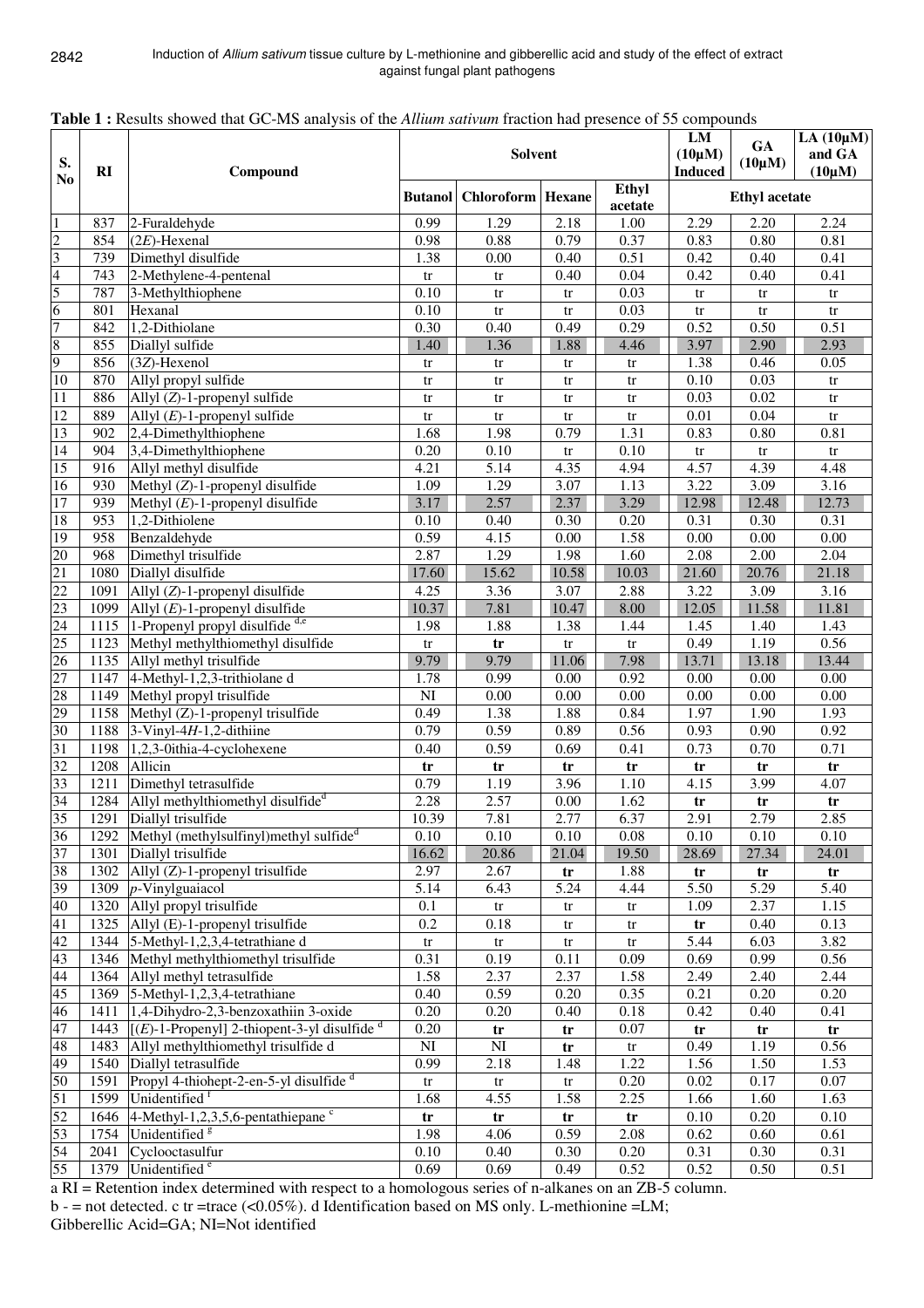**Table 1 :** Results showed that GC-MS analysis of the *Allium sativum* fraction had presence of 55 compounds

| S. No | RI | Compound | Solvent | | | | LM (10μM) Induced | GA (10μM) | LA (10μM) and GA (10μM) |
|---|---|---|---|---|---|---|---|---|---|
| | | | Butanol | Chloroform | Hexane | Ethyl acetate | Ethyl acetate | | |
| 1 | 837 | 2-Furaldehyde | 0.99 | 1.29 | 2.18 | 1.00 | 2.29 | 2.20 | 2.24 |
| 2 | 854 | (2*E*)-Hexenal | 0.98 | 0.88 | 0.79 | 0.37 | 0.83 | 0.80 | 0.81 |
| 3 | 739 | Dimethyl disulfide | 1.38 | 0.00 | 0.40 | 0.51 | 0.42 | 0.40 | 0.41 |
| 4 | 743 | 2-Methylene-4-pentenal | tr | tr | 0.40 | 0.04 | 0.42 | 0.40 | 0.41 |
| 5 | 787 | 3-Methylthiophene | 0.10 | tr | tr | 0.03 | tr | tr | tr |
| 6 | 801 | Hexanal | 0.10 | tr | tr | 0.03 | tr | tr | tr |
| 7 | 842 | 1,2-Dithiolane | 0.30 | 0.40 | 0.49 | 0.29 | 0.52 | 0.50 | 0.51 |
| 8 | 855 | Diallyl sulfide | 1.40 | 1.36 | 1.88 | 4.46 | 3.97 | 2.90 | 2.93 |
| 9 | 856 | (3*Z*)-Hexenol | tr | tr | tr | tr | 1.38 | 0.46 | 0.05 |
| 10 | 870 | Allyl propyl sulfide | tr | tr | tr | tr | 0.10 | 0.03 | tr |
| 11 | 886 | Allyl (*Z*)-1-propenyl sulfide | tr | tr | tr | tr | 0.03 | 0.02 | tr |
| 12 | 889 | Allyl (*E*)-1-propenyl sulfide | tr | tr | tr | tr | 0.01 | 0.04 | tr |
| 13 | 902 | 2,4-Dimethylthiophene | 1.68 | 1.98 | 0.79 | 1.31 | 0.83 | 0.80 | 0.81 |
| 14 | 904 | 3,4-Dimethylthiophene | 0.20 | 0.10 | tr | 0.10 | tr | tr | tr |
| 15 | 916 | Allyl methyl disulfide | 4.21 | 5.14 | 4.35 | 4.94 | 4.57 | 4.39 | 4.48 |
| 16 | 930 | Methyl (*Z*)-1-propenyl disulfide | 1.09 | 1.29 | 3.07 | 1.13 | 3.22 | 3.09 | 3.16 |
| 17 | 939 | Methyl (*E*)-1-propenyl disulfide | 3.17 | 2.57 | 2.37 | 3.29 | 12.98 | 12.48 | 12.73 |
| 18 | 953 | 1,2-Dithiolene | 0.10 | 0.40 | 0.30 | 0.20 | 0.31 | 0.30 | 0.31 |
| 19 | 958 | Benzaldehyde | 0.59 | 4.15 | 0.00 | 1.58 | 0.00 | 0.00 | 0.00 |
| 20 | 968 | Dimethyl trisulfide | 2.87 | 1.29 | 1.98 | 1.60 | 2.08 | 2.00 | 2.04 |
| 21 | 1080 | Diallyl disulfide | 17.60 | 15.62 | 10.58 | 10.03 | 21.60 | 20.76 | 21.18 |
| 22 | 1091 | Allyl (*Z*)-1-propenyl disulfide | 4.25 | 3.36 | 3.07 | 2.88 | 3.22 | 3.09 | 3.16 |
| 23 | 1099 | Allyl (*E*)-1-propenyl disulfide | 10.37 | 7.81 | 10.47 | 8.00 | 12.05 | 11.58 | 11.81 |
| 24 | 1115 | 1-Propenyl propyl disulfide [d,e] | 1.98 | 1.88 | 1.38 | 1.44 | 1.45 | 1.40 | 1.43 |
| 25 | 1123 | Methyl methylthiomethyl disulfide | tr | **tr** | tr | tr | 0.49 | 1.19 | 0.56 |
| 26 | 1135 | Allyl methyl trisulfide | 9.79 | 9.79 | 11.06 | 7.98 | 13.71 | 13.18 | 13.44 |
| 27 | 1147 | 4-Methyl-1,2,3-trithiolane d | 1.78 | 0.99 | 0.00 | 0.92 | 0.00 | 0.00 | 0.00 |
| 28 | 1149 | Methyl propyl trisulfide | NI | 0.00 | 0.00 | 0.00 | 0.00 | 0.00 | 0.00 |
| 29 | 1158 | Methyl (Z)-1-propenyl trisulfide | 0.49 | 1.38 | 1.88 | 0.84 | 1.97 | 1.90 | 1.93 |
| 30 | 1188 | 3-Vinyl-4*H*-1,2-dithiine | 0.79 | 0.59 | 0.89 | 0.56 | 0.93 | 0.90 | 0.92 |
| 31 | 1198 | 1,2,3-0ithia-4-cyclohexene | 0.40 | 0.59 | 0.69 | 0.41 | 0.73 | 0.70 | 0.71 |
| 32 | 1208 | Allicin | **tr** | **tr** | **tr** | **tr** | **tr** | **tr** | **tr** |
| 33 | 1211 | Dimethyl tetrasulfide | 0.79 | 1.19 | 3.96 | 1.10 | 4.15 | 3.99 | 4.07 |
| 34 | 1284 | Allyl methylthiomethyl disulfide[d] | 2.28 | 2.57 | 0.00 | 1.62 | **tr** | **tr** | **tr** |
| 35 | 1291 | Diallyl trisulfide | 10.39 | 7.81 | 2.77 | 6.37 | 2.91 | 2.79 | 2.85 |
| 36 | 1292 | Methyl (methylsulfinyl)methyl sulfide[d] | 0.10 | 0.10 | 0.10 | 0.08 | 0.10 | 0.10 | 0.10 |
| 37 | 1301 | Diallyl trisulfide | 16.62 | 20.86 | 21.04 | 19.50 | 28.69 | 27.34 | 24.01 |
| 38 | 1302 | Allyl (Z)-1-propenyl trisulfide | 2.97 | 2.67 | **tr** | 1.88 | **tr** | **tr** | **tr** |
| 39 | 1309 | *p*-Vinylguaiacol | 5.14 | 6.43 | 5.24 | 4.44 | 5.50 | 5.29 | 5.40 |
| 40 | 1320 | Allyl propyl trisulfide | 0.1 | tr | tr | tr | 1.09 | 2.37 | 1.15 |
| 41 | 1325 | Allyl (E)-1-propenyl trisulfide | 0.2 | 0.18 | tr | tr | **tr** | 0.40 | 0.13 |
| 42 | 1344 | 5-Methyl-1,2,3,4-tetrathiane d | tr | tr | tr | tr | 5.44 | 6.03 | 3.82 |
| 43 | 1346 | Methyl methylthiomethyl trisulfide | 0.31 | 0.19 | 0.11 | 0.09 | 0.69 | 0.99 | 0.56 |
| 44 | 1364 | Allyl methyl tetrasulfide | 1.58 | 2.37 | 2.37 | 1.58 | 2.49 | 2.40 | 2.44 |
| 45 | 1369 | 5-Methyl-1,2,3,4-tetrathiane | 0.40 | 0.59 | 0.20 | 0.35 | 0.21 | 0.20 | 0.20 |
| 46 | 1411 | 1,4-Dihydro-2,3-benzoxathiin 3-oxide | 0.20 | 0.20 | 0.40 | 0.18 | 0.42 | 0.40 | 0.41 |
| 47 | 1443 | [(*E*)-1-Propenyl] 2-thiopent-3-yl disulfide [d] | 0.20 | **tr** | **tr** | 0.07 | **tr** | **tr** | **tr** |
| 48 | 1483 | Allyl methylthiomethyl trisulfide d | NI | NI | **tr** | tr | 0.49 | 1.19 | 0.56 |
| 49 | 1540 | Diallyl tetrasulfide | 0.99 | 2.18 | 1.48 | 1.22 | 1.56 | 1.50 | 1.53 |
| 50 | 1591 | Propyl 4-thiohept-2-en-5-yl disulfide [d] | tr | tr | tr | 0.20 | 0.02 | 0.17 | 0.07 |
| 51 | 1599 | Unidentified [f] | 1.68 | 4.55 | 1.58 | 2.25 | 1.66 | 1.60 | 1.63 |
| 52 | 1646 | 4-Methyl-1,2,3,5,6-pentathiepane [c] | **tr** | **tr** | **tr** | **tr** | 0.10 | 0.20 | 0.10 |
| 53 | 1754 | Unidentified [g] | 1.98 | 4.06 | 0.59 | 2.08 | 0.62 | 0.60 | 0.61 |
| 54 | 2041 | Cyclooctasulfur | 0.10 | 0.40 | 0.30 | 0.20 | 0.31 | 0.30 | 0.31 |
| 55 | 1379 | Unidentified [e] | 0.69 | 0.69 | 0.49 | 0.52 | 0.52 | 0.50 | 0.51 |

a RI = Retention index determined with respect to a homologous series of n-alkanes on an ZB-5 column.
b - = not detected. c tr =trace (<0.05%). d Identification based on MS only. L-methionine =LM;
Gibberellic Acid=GA; NI=Not identified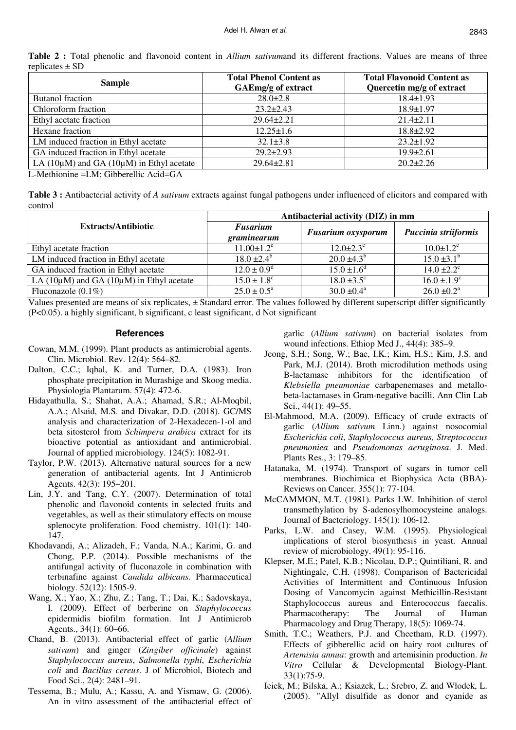**Table 2 :** Total phenolic and flavonoid content in *Allium sativum*and its different fractions. Values are means of three replicates ± SD

| Sample | Total Phenol Content as GAEmg/g of extract | Total Flavonoid Content as Quercetin mg/g of extract |
|---|---|---|
| Butanol fraction | 28.0±2.8 | 18.4±1.93 |
| Chloroform fraction | 23.2±2.43 | 18.9±1.97 |
| Ethyl acetate fraction | 29.64±2.21 | 21.4±2.11 |
| Hexane fraction | 12.25±1.6 | 18.8±2.92 |
| LM induced fraction in Ethyl acetate | 32.1±3.8 | 23.2±1.92 |
| GA induced fraction in Ethyl acetate | 29.2±2.93 | 19.9±2.61 |
| LA (10µM) and GA (10µM) in Ethyl acetate | 29.64±2.81 | 20.2±2.26 |

L-Methionine =LM; Gibberellic Acid=GA

**Table 3 :** Antibacterial activity of *A sativum* extracts against fungal pathogens under influenced of elicitors and compared with control

| Extracts/Antibiotic | Antibacterial activity (DIZ) in mm | | |
|---|---|---|---|
| | *Fusarium graminearum* | *Fusarium oxysporum* | *Puccinia striiformis* |
| Ethyl acetate fraction | $11.00±1.2^{e}$ | $12.0±2.3^{e}$ | $10.0±1.2^{e}$ |
| LM induced fraction in Ethyl acetate | $18.0 ±2.4^{b}$ | $20.0 ±4.3^{b}$ | $15.0 ±3.1^{b}$ |
| GA induced fraction in Ethyl acetate | $12.0 ± 0.9^{d}$ | $15.0 ±1.6^{d}$ | $14.0 ±2.2^{c}$ |
| LA (10µM) and GA (10µM) in Ethyl acetate | $15.0 ± 1.8^{c}$ | $18.0 ±3.5^{c}$ | $16.0 ±.1.9^{c}$ |
| Fluconazole (0.1%) | $25.0 ± 0.5^{a}$ | $30.0 ±0.4^{a}$ | $26.0 ±0.2^{a}$ |

Values presented are means of six replicates, ± Standard error. The values followed by different superscript differ significantly (P<0.05). a highly significant, b significant, c least significant, d Not significant

## References

Cowan, M.M. (1999). Plant products as antimicrobial agents. Clin. Microbiol. Rev. 12(4): 564–82.

Dalton, C.C.; Iqbal, K. and Turner, D.A. (1983). Iron phosphate precipitation in Murashige and Skoog media. Physiologia Plantarum. 57(4): 472-6.

Hidayathulla, S.; Shahat, A.A.; Ahamad, S.R.; Al-Moqbil, A.A.; Alsaid, M.S. and Divakar, D.D. (2018). GC/MS analysis and characterization of 2-Hexadecen-1-ol and beta sitosterol from *Schimpera arabica* extract for its bioactive potential as antioxidant and antimicrobial. Journal of applied microbiology. 124(5): 1082-91.

Taylor, P.W. (2013). Alternative natural sources for a new generation of antibacterial agents. Int J Antimicrob Agents. 42(3): 195–201.

Lin, J.Y. and Tang, C.Y. (2007). Determination of total phenolic and flavonoid contents in selected fruits and vegetables, as well as their stimulatory effects on mouse splenocyte proliferation. Food chemistry. 101(1): 140-147.

Khodavandi, A.; Alizadeh, F.; Vanda, N.A.; Karimi, G. and Chong, P.P. (2014). Possible mechanisms of the antifungal activity of fluconazole in combination with terbinafine against *Candida albicans*. Pharmaceutical biology. 52(12): 1505-9.

Wang, X.; Yao, X.; Zhu, Z.; Tang, T.; Dai, K.; Sadovskaya, I. (2009). Effect of berberine on *Staphylococcus* epidermidis biofilm formation. Int J Antimicrob Agents., 34(1): 60–66.

Chand, B. (2013). Antibacterial effect of garlic (*Allium sativum*) and ginger (*Zingiber officinale*) against *Staphylococcus aureus*, *Salmonella typhi*, *Escherichia coli* and *Bacillus cereus*. J of Microbiol, Biotech and Food Sci., 2(4): 2481–91.

Tessema, B.; Mulu, A.; Kassu, A. and Yismaw, G. (2006). An in vitro assessment of the antibacterial effect of garlic (*Allium sativum*) on bacterial isolates from wound infections. Ethiop Med J., 44(4): 385–9.

Jeong, S.H.; Song, W.; Bae, I.K.; Kim, H.S.; Kim, J.S. and Park, M.J. (2014). Broth microdilution methods using B-lactamase inhibitors for the identification of *Klebsiella pneumoniae* carbapenemases and metallo-beta-lactamases in Gram-negative bacilli. Ann Clin Lab Sci., 44(1): 49–55.

El-Mahmood, M.A. (2009). Efficacy of crude extracts of garlic (*Allium sativum* Linn.) against nosocomial *Escherichia coli*, *Staphylococcus aureus, Streptococcus pneumoniea* and *Pseudomonas aeruginosa*. J. Med. Plants Res., 3: 179–85.

Hatanaka, M. (1974). Transport of sugars in tumor cell membranes. Biochimica et Biophysica Acta (BBA)-Reviews on Cancer. 355(1): 77-104.

McCAMMON, M.T. (1981). Parks LW. Inhibition of sterol transmethylation by S-adenosylhomocysteine analogs. Journal of Bacteriology. 145(1): 106-12.

Parks, L.W. and Casey, W.M. (1995). Physiological implications of sterol biosynthesis in yeast. Annual review of microbiology. 49(1): 95-116.

Klepser, M.E.; Patel, K.B.; Nicolau, D.P.; Quintiliani, R. and Nightingale, C.H. (1998). Comparison of Bactericidal Activities of Intermittent and Continuous Infusion Dosing of Vancomycin against Methicillin-Resistant Staphylococcus aureus and Enterococcus faecalis. Pharmacotherapy: The Journal of Human Pharmacology and Drug Therapy, 18(5): 1069-74.

Smith, T.C.; Weathers, P.J. and Cheetham, R.D. (1997). Effects of gibberellic acid on hairy root cultures of *Artemisia annua*: growth and artemisinin production. *In Vitro* Cellular & Developmental Biology-Plant. 33(1):75-9.

Iciek, M.; Bilska, A.; Ksiazek, L.; Srebro, Z. and Włodek, L. (2005). "Allyl disulfide as donor and cyanide as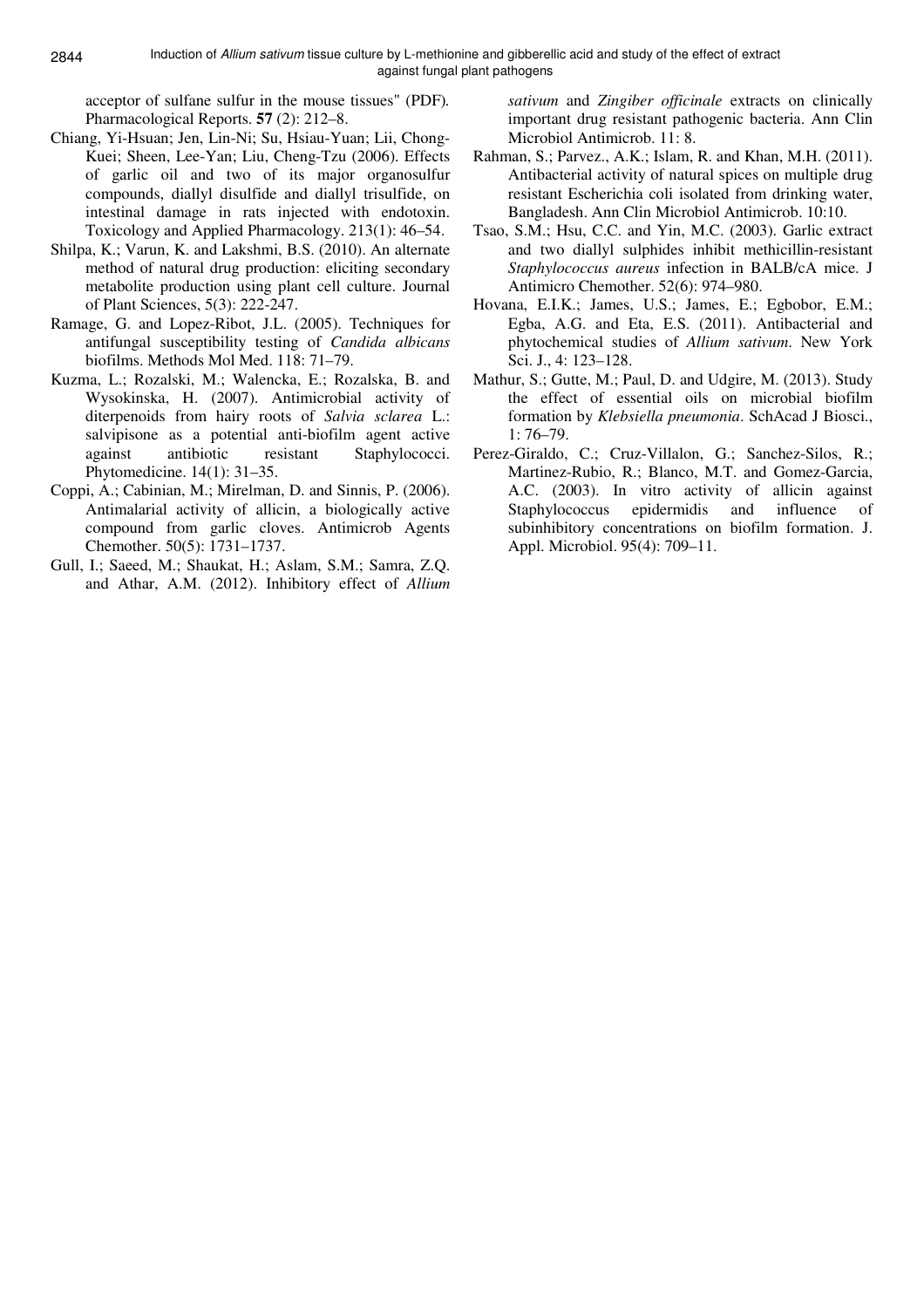acceptor of sulfane sulfur in the mouse tissues" (PDF). Pharmacological Reports. **57** (2): 212–8.

Chiang, Yi-Hsuan; Jen, Lin-Ni; Su, Hsiau-Yuan; Lii, Chong-Kuei; Sheen, Lee-Yan; Liu, Cheng-Tzu (2006). Effects of garlic oil and two of its major organosulfur compounds, diallyl disulfide and diallyl trisulfide, on intestinal damage in rats injected with endotoxin. Toxicology and Applied Pharmacology. 213(1): 46–54.

Shilpa, K.; Varun, K. and Lakshmi, B.S. (2010). An alternate method of natural drug production: eliciting secondary metabolite production using plant cell culture. Journal of Plant Sciences, 5(3): 222-247.

Ramage, G. and Lopez-Ribot, J.L. (2005). Techniques for antifungal susceptibility testing of *Candida albicans* biofilms. Methods Mol Med. 118: 71–79.

Kuzma, L.; Rozalski, M.; Walencka, E.; Rozalska, B. and Wysokinska, H. (2007). Antimicrobial activity of diterpenoids from hairy roots of *Salvia sclarea* L.: salvipisone as a potential anti-biofilm agent active against antibiotic resistant Staphylococci. Phytomedicine. 14(1): 31–35.

Coppi, A.; Cabinian, M.; Mirelman, D. and Sinnis, P. (2006). Antimalarial activity of allicin, a biologically active compound from garlic cloves. Antimicrob Agents Chemother. 50(5): 1731–1737.

Gull, I.; Saeed, M.; Shaukat, H.; Aslam, S.M.; Samra, Z.Q. and Athar, A.M. (2012). Inhibitory effect of *Allium sativum* and *Zingiber officinale* extracts on clinically important drug resistant pathogenic bacteria. Ann Clin Microbiol Antimicrob. 11: 8.

Rahman, S.; Parvez., A.K.; Islam, R. and Khan, M.H. (2011). Antibacterial activity of natural spices on multiple drug resistant Escherichia coli isolated from drinking water, Bangladesh. Ann Clin Microbiol Antimicrob. 10:10.

Tsao, S.M.; Hsu, C.C. and Yin, M.C. (2003). Garlic extract and two diallyl sulphides inhibit methicillin-resistant *Staphylococcus aureus* infection in BALB/cA mice. J Antimicro Chemother. 52(6): 974–980.

Hovana, E.I.K.; James, U.S.; James, E.; Egbobor, E.M.; Egba, A.G. and Eta, E.S. (2011). Antibacterial and phytochemical studies of *Allium sativum*. New York Sci. J., 4: 123–128.

Mathur, S.; Gutte, M.; Paul, D. and Udgire, M. (2013). Study the effect of essential oils on microbial biofilm formation by *Klebsiella pneumonia*. SchAcad J Biosci., 1: 76–79.

Perez-Giraldo, C.; Cruz-Villalon, G.; Sanchez-Silos, R.; Martinez-Rubio, R.; Blanco, M.T. and Gomez-Garcia, A.C. (2003). In vitro activity of allicin against Staphylococcus epidermidis and influence of subinhibitory concentrations on biofilm formation. J. Appl. Microbiol. 95(4): 709–11.